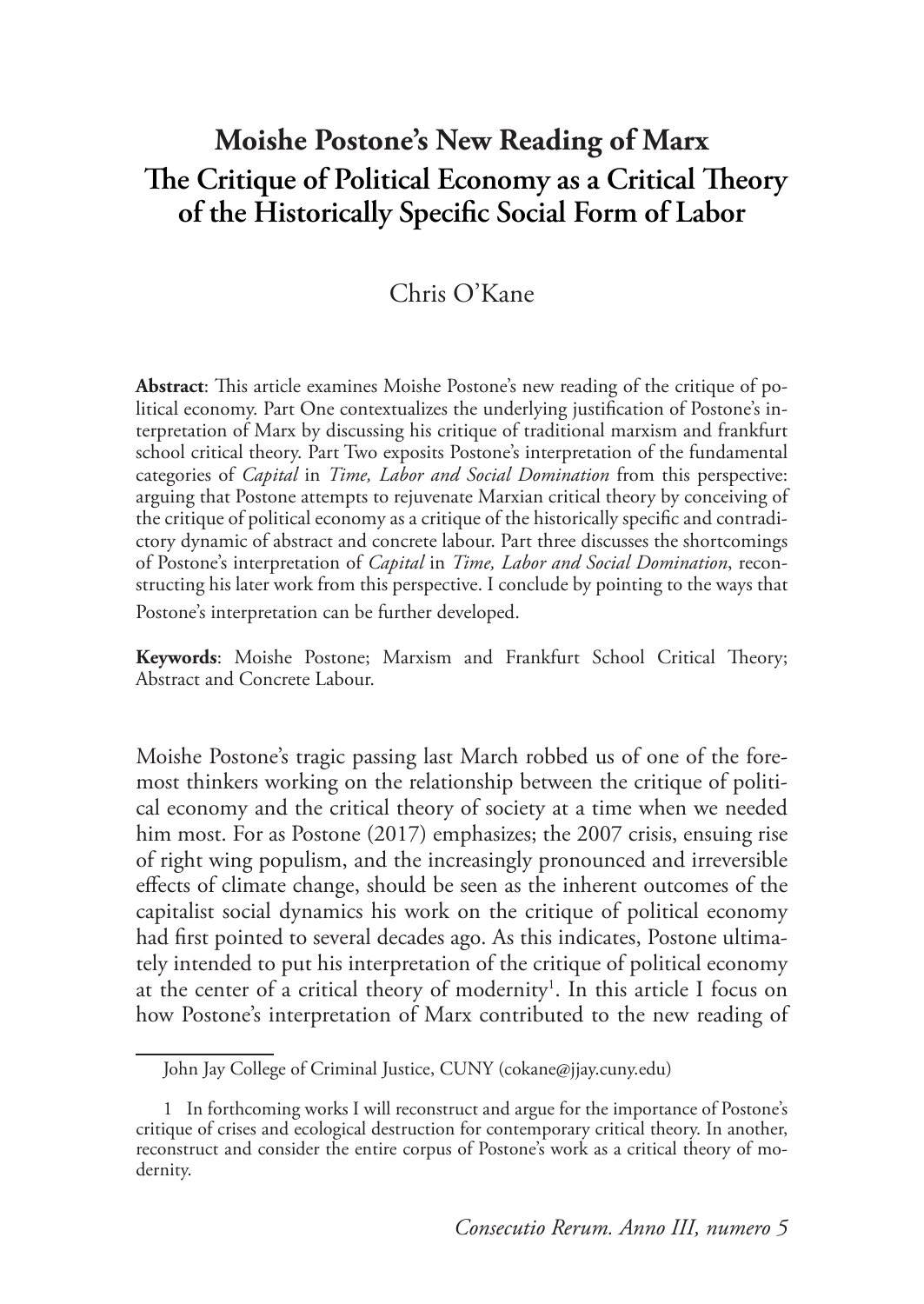# Moishe Postone's New Reading of Marx
# The Critique of Political Economy as a Critical Theory of the Historically Specific Social Form of Labor

Chris O'Kane

**Abstract**: This article examines Moishe Postone's new reading of the critique of political economy. Part One contextualizes the underlying justification of Postone's interpretation of Marx by discussing his critique of traditional marxism and frankfurt school critical theory. Part Two exposits Postone's interpretation of the fundamental categories of *Capital* in *Time, Labor and Social Domination* from this perspective: arguing that Postone attempts to rejuvenate Marxian critical theory by conceiving of the critique of political economy as a critique of the historically specific and contradictory dynamic of abstract and concrete labour. Part three discusses the shortcomings of Postone's interpretation of *Capital* in *Time, Labor and Social Domination*, reconstructing his later work from this perspective. I conclude by pointing to the ways that Postone's interpretation can be further developed.

**Keywords**: Moishe Postone; Marxism and Frankfurt School Critical Theory; Abstract and Concrete Labour.

Moishe Postone's tragic passing last March robbed us of one of the foremost thinkers working on the relationship between the critique of political economy and the critical theory of society at a time when we needed him most. For as Postone (2017) emphasizes; the 2007 crisis, ensuing rise of right wing populism, and the increasingly pronounced and irreversible effects of climate change, should be seen as the inherent outcomes of the capitalist social dynamics his work on the critique of political economy had first pointed to several decades ago. As this indicates, Postone ultimately intended to put his interpretation of the critique of political economy at the center of a critical theory of modernity[1]. In this article I focus on how Postone's interpretation of Marx contributed to the new reading of

John Jay College of Criminal Justice, CUNY (cokane@jjay.cuny.edu)

1 In forthcoming works I will reconstruct and argue for the importance of Postone's critique of crises and ecological destruction for contemporary critical theory. In another, reconstruct and consider the entire corpus of Postone's work as a critical theory of modernity.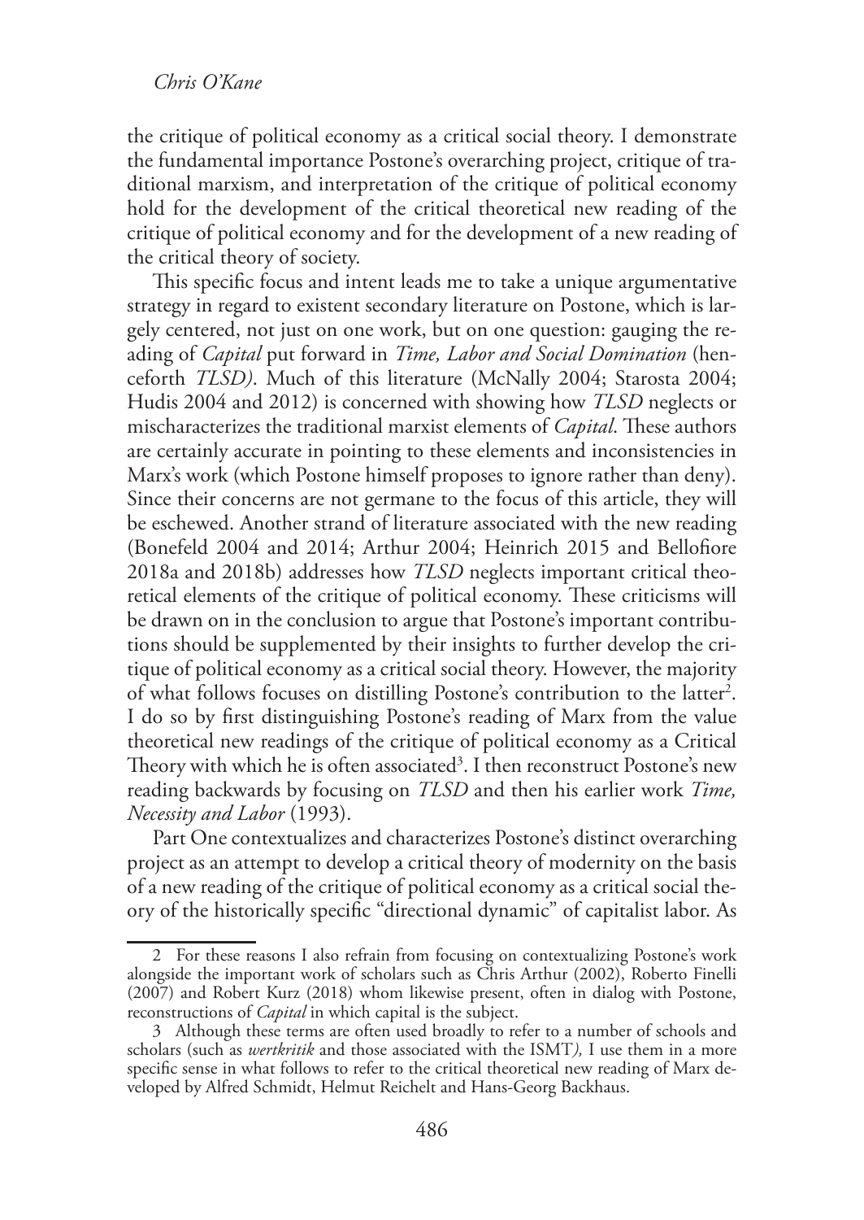the critique of political economy as a critical social theory. I demonstrate the fundamental importance Postone's overarching project, critique of traditional marxism, and interpretation of the critique of political economy hold for the development of the critical theoretical new reading of the critique of political economy and for the development of a new reading of the critical theory of society.

This specific focus and intent leads me to take a unique argumentative strategy in regard to existent secondary literature on Postone, which is largely centered, not just on one work, but on one question: gauging the reading of *Capital* put forward in *Time, Labor and Social Domination* (henceforth *TLSD)*. Much of this literature (McNally 2004; Starosta 2004; Hudis 2004 and 2012) is concerned with showing how *TLSD* neglects or mischaracterizes the traditional marxist elements of *Capital*. These authors are certainly accurate in pointing to these elements and inconsistencies in Marx's work (which Postone himself proposes to ignore rather than deny). Since their concerns are not germane to the focus of this article, they will be eschewed. Another strand of literature associated with the new reading (Bonefeld 2004 and 2014; Arthur 2004; Heinrich 2015 and Bellofiore 2018a and 2018b) addresses how *TLSD* neglects important critical theoretical elements of the critique of political economy. These criticisms will be drawn on in the conclusion to argue that Postone's important contributions should be supplemented by their insights to further develop the critique of political economy as a critical social theory. However, the majority of what follows focuses on distilling Postone's contribution to the latter[2]. I do so by first distinguishing Postone's reading of Marx from the value theoretical new readings of the critique of political economy as a Critical Theory with which he is often associated[3]. I then reconstruct Postone's new reading backwards by focusing on *TLSD* and then his earlier work *Time, Necessity and Labor* (1993).

Part One contextualizes and characterizes Postone's distinct overarching project as an attempt to develop a critical theory of modernity on the basis of a new reading of the critique of political economy as a critical social theory of the historically specific "directional dynamic" of capitalist labor. As

---

2 For these reasons I also refrain from focusing on contextualizing Postone's work alongside the important work of scholars such as Chris Arthur (2002), Roberto Finelli (2007) and Robert Kurz (2018) whom likewise present, often in dialog with Postone, reconstructions of *Capital* in which capital is the subject.

3 Although these terms are often used broadly to refer to a number of schools and scholars (such as *wertkritik* and those associated with the ISMT*),* I use them in a more specific sense in what follows to refer to the critical theoretical new reading of Marx developed by Alfred Schmidt, Helmut Reichelt and Hans-Georg Backhaus.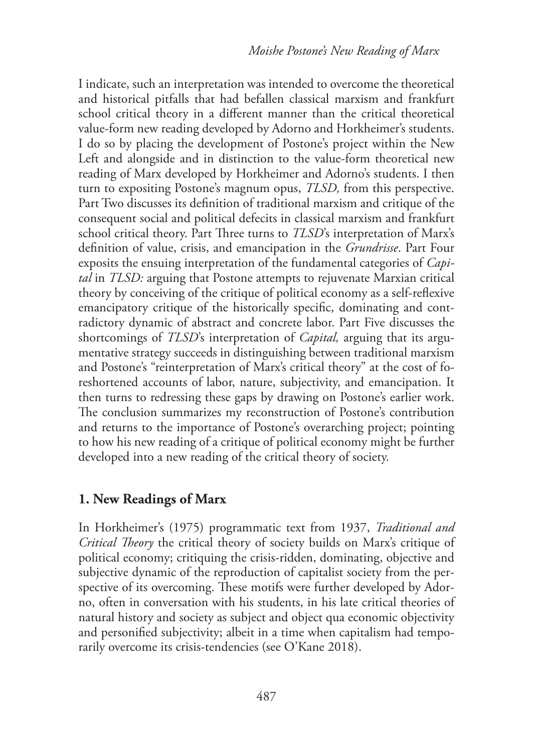I indicate, such an interpretation was intended to overcome the theoretical and historical pitfalls that had befallen classical marxism and frankfurt school critical theory in a different manner than the critical theoretical value-form new reading developed by Adorno and Horkheimer's students. I do so by placing the development of Postone's project within the New Left and alongside and in distinction to the value-form theoretical new reading of Marx developed by Horkheimer and Adorno's students. I then turn to expositing Postone's magnum opus, *TLSD,* from this perspective. Part Two discusses its definition of traditional marxism and critique of the consequent social and political defecits in classical marxism and frankfurt school critical theory. Part Three turns to *TLSD*'s interpretation of Marx's definition of value, crisis, and emancipation in the *Grundrisse*. Part Four exposits the ensuing interpretation of the fundamental categories of *Capital* in *TLSD:* arguing that Postone attempts to rejuvenate Marxian critical theory by conceiving of the critique of political economy as a self-reflexive emancipatory critique of the historically specific, dominating and contradictory dynamic of abstract and concrete labor. Part Five discusses the shortcomings of *TLSD*'s interpretation of *Capital,* arguing that its argumentative strategy succeeds in distinguishing between traditional marxism and Postone's "reinterpretation of Marx's critical theory" at the cost of foreshortened accounts of labor, nature, subjectivity, and emancipation. It then turns to redressing these gaps by drawing on Postone's earlier work. The conclusion summarizes my reconstruction of Postone's contribution and returns to the importance of Postone's overarching project; pointing to how his new reading of a critique of political economy might be further developed into a new reading of the critical theory of society.

## 1. New Readings of Marx

In Horkheimer's (1975) programmatic text from 1937, *Traditional and Critical Theory* the critical theory of society builds on Marx's critique of political economy; critiquing the crisis-ridden, dominating, objective and subjective dynamic of the reproduction of capitalist society from the perspective of its overcoming. These motifs were further developed by Adorno, often in conversation with his students, in his late critical theories of natural history and society as subject and object qua economic objectivity and personified subjectivity; albeit in a time when capitalism had temporarily overcome its crisis-tendencies (see O'Kane 2018).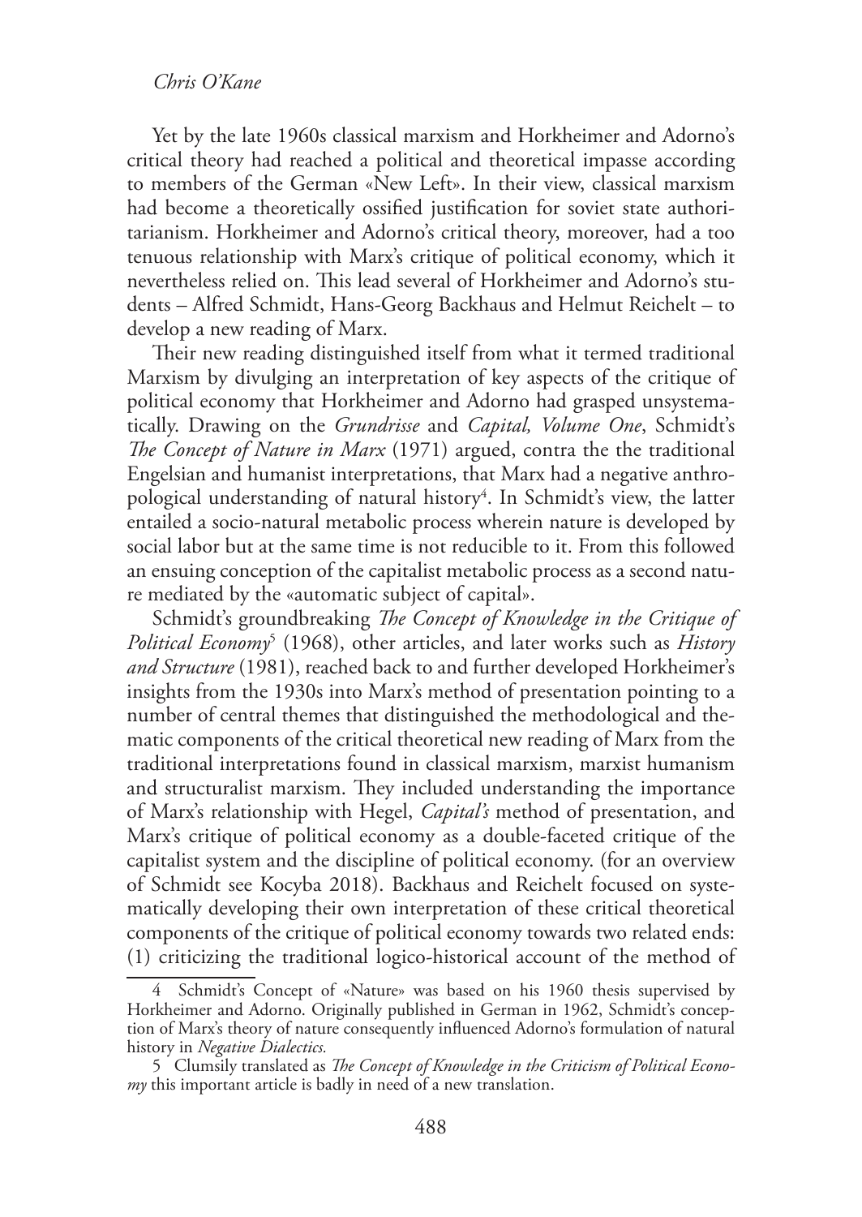Yet by the late 1960s classical marxism and Horkheimer and Adorno's critical theory had reached a political and theoretical impasse according to members of the German «New Left». In their view, classical marxism had become a theoretically ossified justification for soviet state authoritarianism. Horkheimer and Adorno's critical theory, moreover, had a too tenuous relationship with Marx's critique of political economy, which it nevertheless relied on. This lead several of Horkheimer and Adorno's students – Alfred Schmidt, Hans-Georg Backhaus and Helmut Reichelt – to develop a new reading of Marx.

Their new reading distinguished itself from what it termed traditional Marxism by divulging an interpretation of key aspects of the critique of political economy that Horkheimer and Adorno had grasped unsystematically. Drawing on the *Grundrisse* and *Capital, Volume One*, Schmidt's *The Concept of Nature in Marx* (1971) argued, contra the the traditional Engelsian and humanist interpretations, that Marx had a negative anthropological understanding of natural history[4]. In Schmidt's view, the latter entailed a socio-natural metabolic process wherein nature is developed by social labor but at the same time is not reducible to it. From this followed an ensuing conception of the capitalist metabolic process as a second nature mediated by the «automatic subject of capital».

Schmidt's groundbreaking *The Concept of Knowledge in the Critique of Political Economy*[5] (1968), other articles, and later works such as *History and Structure* (1981), reached back to and further developed Horkheimer's insights from the 1930s into Marx's method of presentation pointing to a number of central themes that distinguished the methodological and thematic components of the critical theoretical new reading of Marx from the traditional interpretations found in classical marxism, marxist humanism and structuralist marxism. They included understanding the importance of Marx's relationship with Hegel, *Capital's* method of presentation, and Marx's critique of political economy as a double-faceted critique of the capitalist system and the discipline of political economy. (for an overview of Schmidt see Kocyba 2018). Backhaus and Reichelt focused on systematically developing their own interpretation of these critical theoretical components of the critique of political economy towards two related ends: (1) criticizing the traditional logico-historical account of the method of

---

4 Schmidt's Concept of «Nature» was based on his 1960 thesis supervised by Horkheimer and Adorno. Originally published in German in 1962, Schmidt's conception of Marx's theory of nature consequently influenced Adorno's formulation of natural history in *Negative Dialectics.*

5 Clumsily translated as *The Concept of Knowledge in the Criticism of Political Economy* this important article is badly in need of a new translation.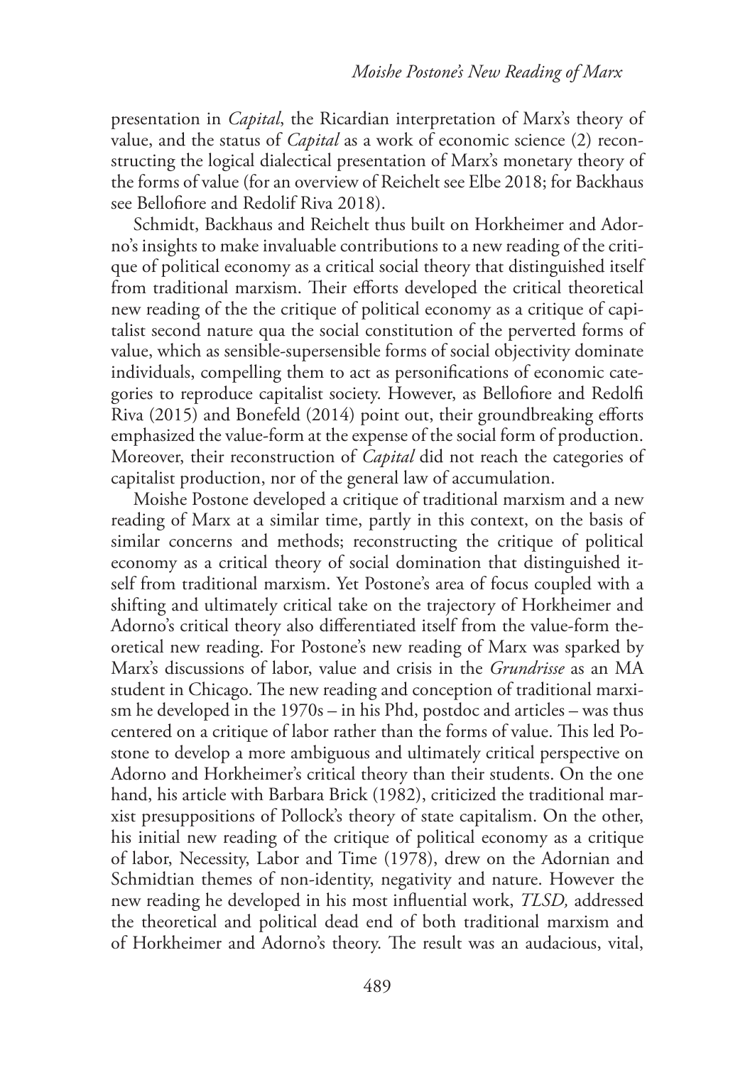presentation in *Capital*, the Ricardian interpretation of Marx's theory of value, and the status of *Capital* as a work of economic science (2) reconstructing the logical dialectical presentation of Marx's monetary theory of the forms of value (for an overview of Reichelt see Elbe 2018; for Backhaus see Bellofiore and Redolif Riva 2018).

Schmidt, Backhaus and Reichelt thus built on Horkheimer and Adorno's insights to make invaluable contributions to a new reading of the critique of political economy as a critical social theory that distinguished itself from traditional marxism. Their efforts developed the critical theoretical new reading of the the critique of political economy as a critique of capitalist second nature qua the social constitution of the perverted forms of value, which as sensible-supersensible forms of social objectivity dominate individuals, compelling them to act as personifications of economic categories to reproduce capitalist society. However, as Bellofiore and Redolfi Riva (2015) and Bonefeld (2014) point out, their groundbreaking efforts emphasized the value-form at the expense of the social form of production. Moreover, their reconstruction of *Capital* did not reach the categories of capitalist production, nor of the general law of accumulation.

Moishe Postone developed a critique of traditional marxism and a new reading of Marx at a similar time, partly in this context, on the basis of similar concerns and methods; reconstructing the critique of political economy as a critical theory of social domination that distinguished itself from traditional marxism. Yet Postone's area of focus coupled with a shifting and ultimately critical take on the trajectory of Horkheimer and Adorno's critical theory also differentiated itself from the value-form theoretical new reading. For Postone's new reading of Marx was sparked by Marx's discussions of labor, value and crisis in the *Grundrisse* as an MA student in Chicago. The new reading and conception of traditional marxism he developed in the 1970s – in his Phd, postdoc and articles – was thus centered on a critique of labor rather than the forms of value. This led Postone to develop a more ambiguous and ultimately critical perspective on Adorno and Horkheimer's critical theory than their students. On the one hand, his article with Barbara Brick (1982), criticized the traditional marxist presuppositions of Pollock's theory of state capitalism. On the other, his initial new reading of the critique of political economy as a critique of labor, Necessity, Labor and Time (1978), drew on the Adornian and Schmidtian themes of non-identity, negativity and nature. However the new reading he developed in his most influential work, *TLSD,* addressed the theoretical and political dead end of both traditional marxism and of Horkheimer and Adorno's theory. The result was an audacious, vital,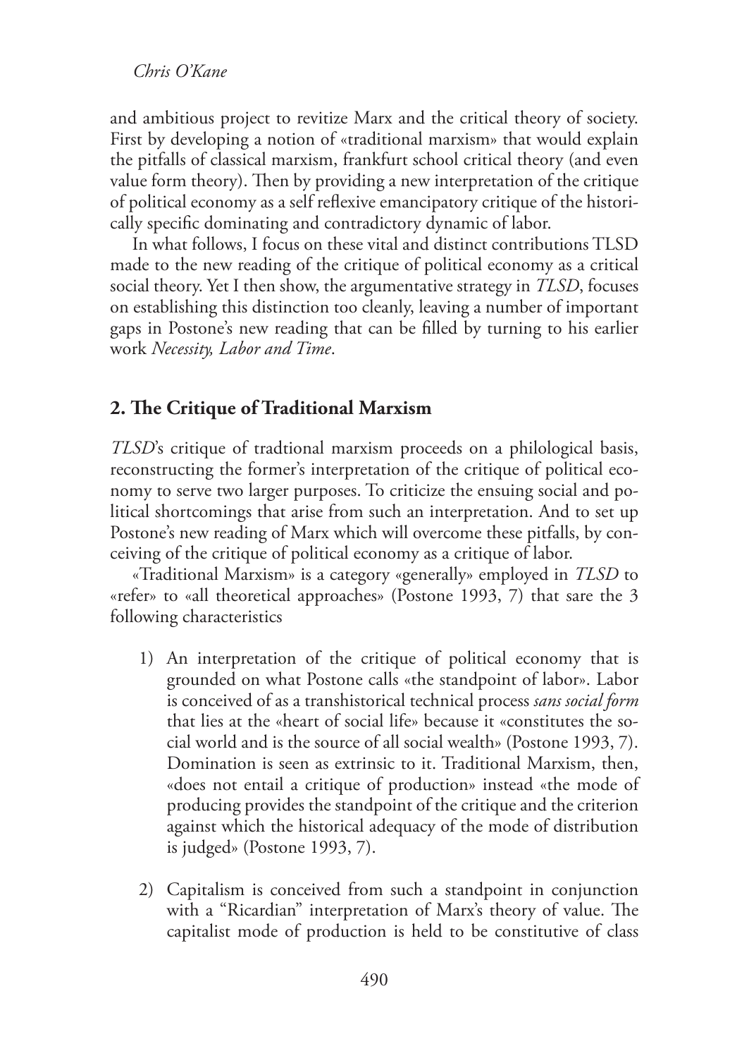and ambitious project to revitize Marx and the critical theory of society. First by developing a notion of «traditional marxism» that would explain the pitfalls of classical marxism, frankfurt school critical theory (and even value form theory). Then by providing a new interpretation of the critique of political economy as a self reflexive emancipatory critique of the historically specific dominating and contradictory dynamic of labor.

In what follows, I focus on these vital and distinct contributions TLSD made to the new reading of the critique of political economy as a critical social theory. Yet I then show, the argumentative strategy in *TLSD*, focuses on establishing this distinction too cleanly, leaving a number of important gaps in Postone's new reading that can be filled by turning to his earlier work *Necessity, Labor and Time*.

## 2. The Critique of Traditional Marxism

*TLSD*'s critique of tradtional marxism proceeds on a philological basis, reconstructing the former's interpretation of the critique of political economy to serve two larger purposes. To criticize the ensuing social and political shortcomings that arise from such an interpretation. And to set up Postone's new reading of Marx which will overcome these pitfalls, by conceiving of the critique of political economy as a critique of labor.

«Traditional Marxism» is a category «generally» employed in *TLSD* to «refer» to «all theoretical approaches» (Postone 1993, 7) that sare the 3 following characteristics

1) An interpretation of the critique of political economy that is grounded on what Postone calls «the standpoint of labor». Labor is conceived of as a transhistorical technical process *sans social form* that lies at the «heart of social life» because it «constitutes the social world and is the source of all social wealth» (Postone 1993, 7). Domination is seen as extrinsic to it. Traditional Marxism, then, «does not entail a critique of production» instead «the mode of producing provides the standpoint of the critique and the criterion against which the historical adequacy of the mode of distribution is judged» (Postone 1993, 7).

2) Capitalism is conceived from such a standpoint in conjunction with a "Ricardian" interpretation of Marx's theory of value. The capitalist mode of production is held to be constitutive of class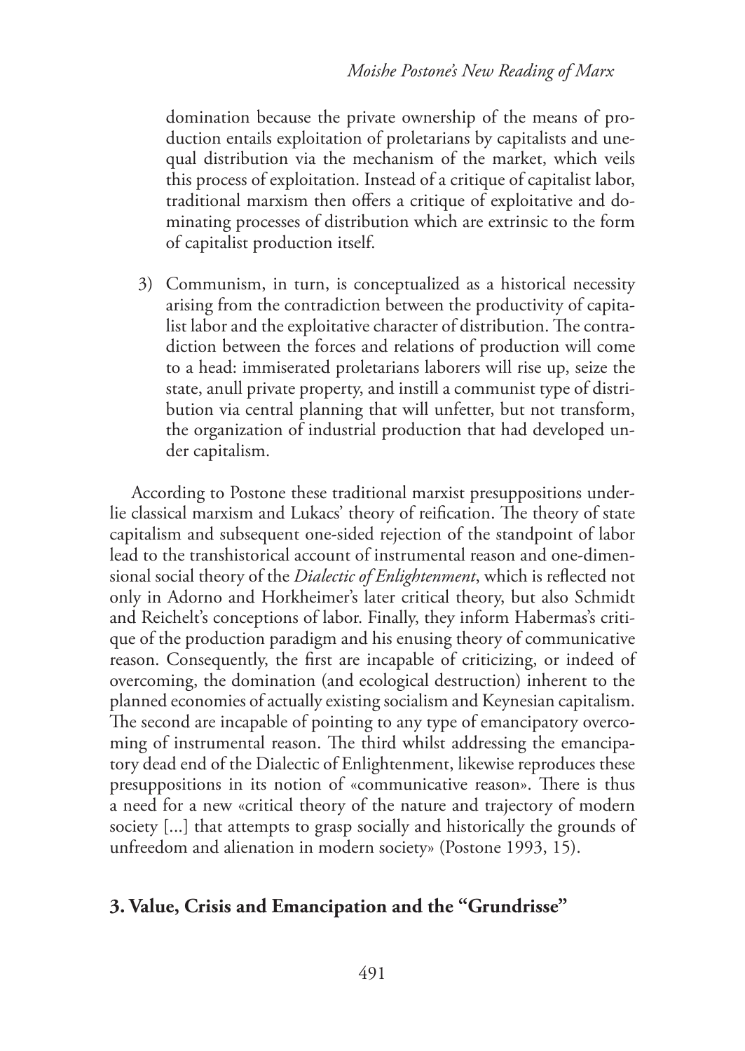domination because the private ownership of the means of production entails exploitation of proletarians by capitalists and unequal distribution via the mechanism of the market, which veils this process of exploitation. Instead of a critique of capitalist labor, traditional marxism then offers a critique of exploitative and dominating processes of distribution which are extrinsic to the form of capitalist production itself.

3) Communism, in turn, is conceptualized as a historical necessity arising from the contradiction between the productivity of capitalist labor and the exploitative character of distribution. The contradiction between the forces and relations of production will come to a head: immiserated proletarians laborers will rise up, seize the state, anull private property, and instill a communist type of distribution via central planning that will unfetter, but not transform, the organization of industrial production that had developed under capitalism.

According to Postone these traditional marxist presuppositions underlie classical marxism and Lukacs' theory of reification. The theory of state capitalism and subsequent one-sided rejection of the standpoint of labor lead to the transhistorical account of instrumental reason and one-dimensional social theory of the *Dialectic of Enlightenment*, which is reflected not only in Adorno and Horkheimer's later critical theory, but also Schmidt and Reichelt's conceptions of labor. Finally, they inform Habermas's critique of the production paradigm and his enusing theory of communicative reason. Consequently, the first are incapable of criticizing, or indeed of overcoming, the domination (and ecological destruction) inherent to the planned economies of actually existing socialism and Keynesian capitalism. The second are incapable of pointing to any type of emancipatory overcoming of instrumental reason. The third whilst addressing the emancipatory dead end of the Dialectic of Enlightenment, likewise reproduces these presuppositions in its notion of «communicative reason». There is thus a need for a new «critical theory of the nature and trajectory of modern society [...] that attempts to grasp socially and historically the grounds of unfreedom and alienation in modern society» (Postone 1993, 15).

## 3. Value, Crisis and Emancipation and the "Grundrisse"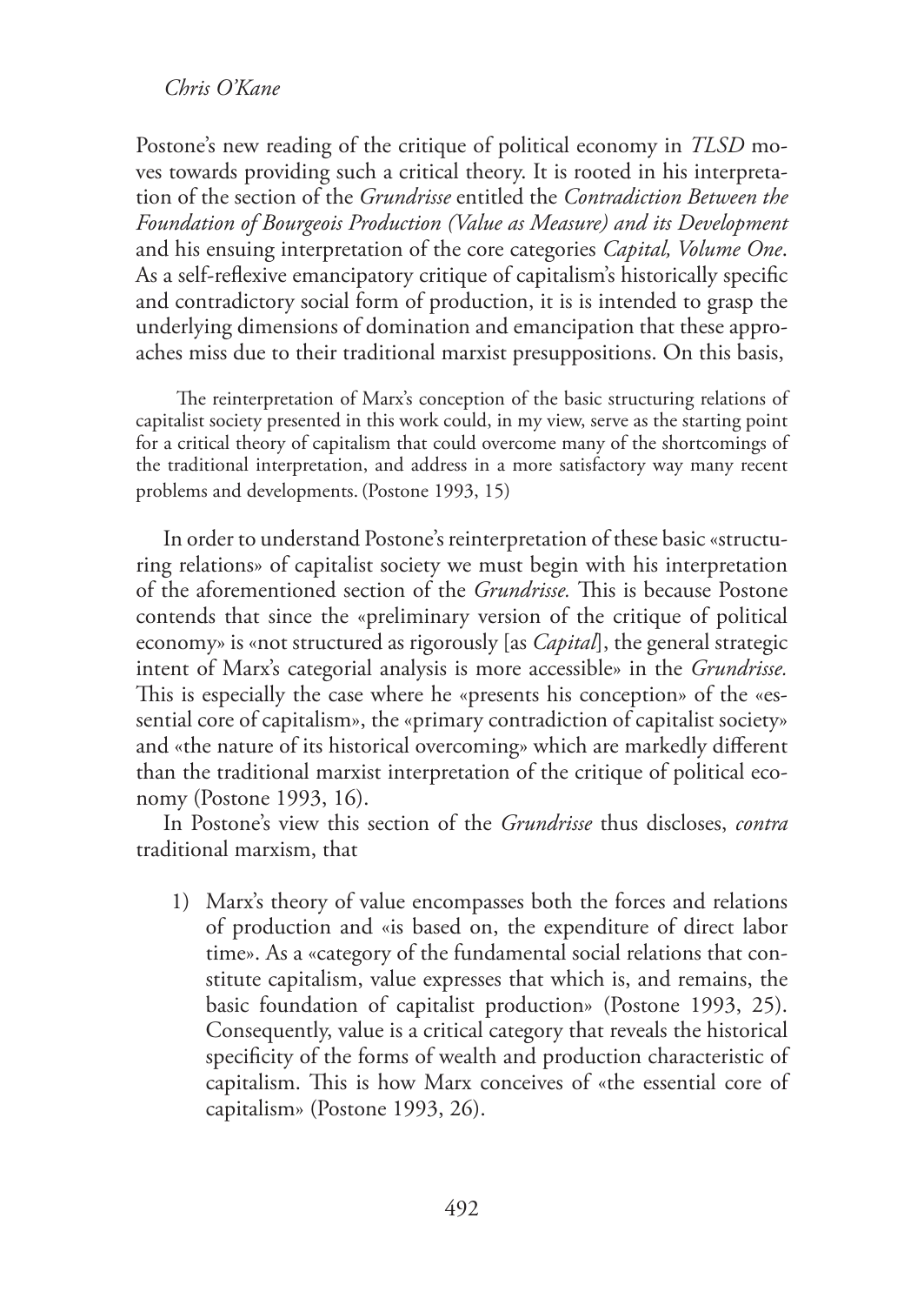Postone's new reading of the critique of political economy in *TLSD* moves towards providing such a critical theory. It is rooted in his interpretation of the section of the *Grundrisse* entitled the *Contradiction Between the Foundation of Bourgeois Production (Value as Measure) and its Development* and his ensuing interpretation of the core categories *Capital, Volume One*. As a self-reflexive emancipatory critique of capitalism's historically specific and contradictory social form of production, it is is intended to grasp the underlying dimensions of domination and emancipation that these approaches miss due to their traditional marxist presuppositions. On this basis,

> The reinterpretation of Marx's conception of the basic structuring relations of capitalist society presented in this work could, in my view, serve as the starting point for a critical theory of capitalism that could overcome many of the shortcomings of the traditional interpretation, and address in a more satisfactory way many recent problems and developments. (Postone 1993, 15)

In order to understand Postone's reinterpretation of these basic «structuring relations» of capitalist society we must begin with his interpretation of the aforementioned section of the *Grundrisse.* This is because Postone contends that since the «preliminary version of the critique of political economy» is «not structured as rigorously [as *Capital*], the general strategic intent of Marx's categorial analysis is more accessible» in the *Grundrisse.* This is especially the case where he «presents his conception» of the «essential core of capitalism», the «primary contradiction of capitalist society» and «the nature of its historical overcoming» which are markedly different than the traditional marxist interpretation of the critique of political economy (Postone 1993, 16).

In Postone's view this section of the *Grundrisse* thus discloses, *contra* traditional marxism, that

1) Marx's theory of value encompasses both the forces and relations of production and «is based on, the expenditure of direct labor time». As a «category of the fundamental social relations that constitute capitalism, value expresses that which is, and remains, the basic foundation of capitalist production» (Postone 1993, 25). Consequently, value is a critical category that reveals the historical specificity of the forms of wealth and production characteristic of capitalism. This is how Marx conceives of «the essential core of capitalism» (Postone 1993, 26).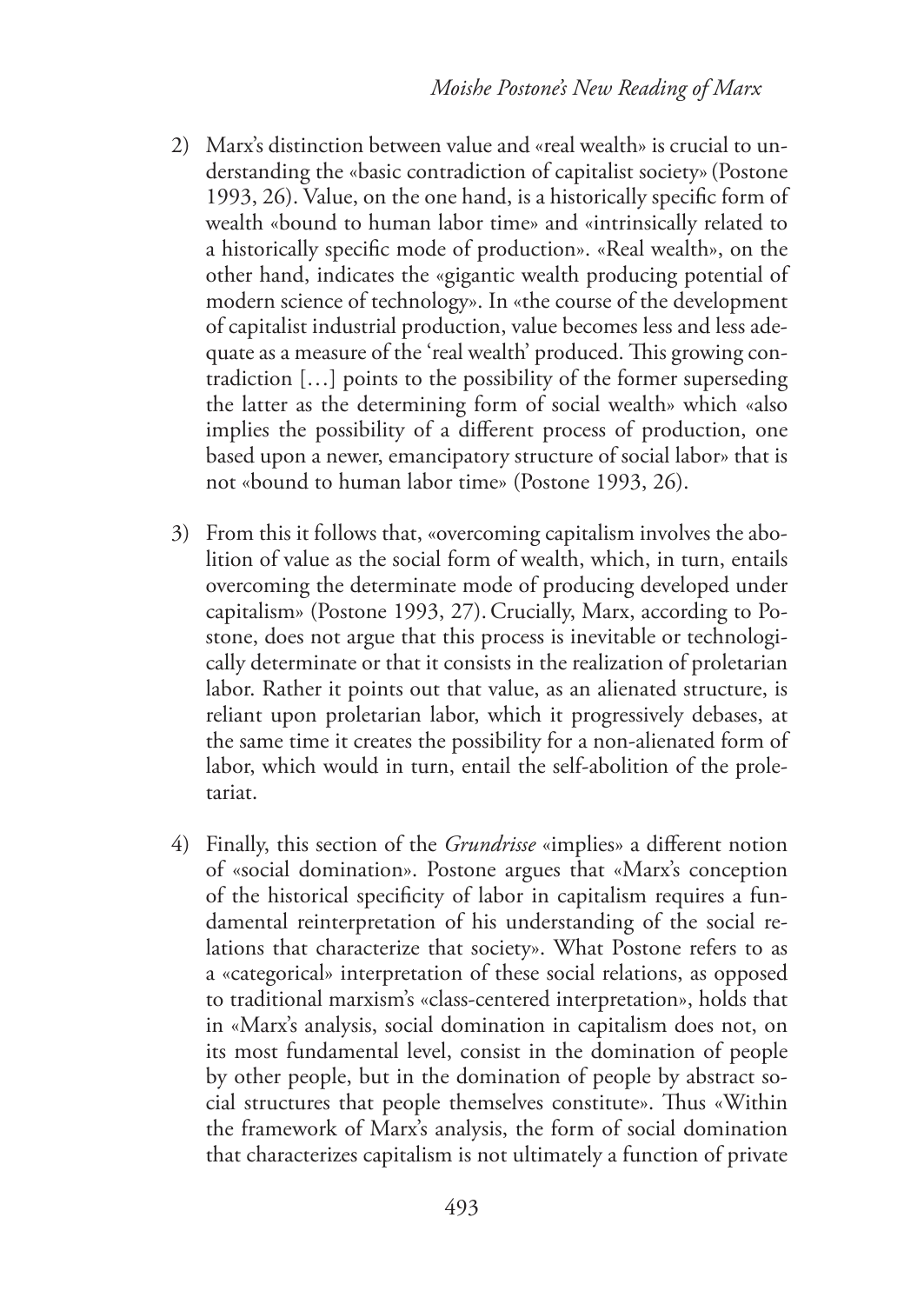2) Marx's distinction between value and «real wealth» is crucial to understanding the «basic contradiction of capitalist society» (Postone 1993, 26). Value, on the one hand, is a historically specific form of wealth «bound to human labor time» and «intrinsically related to a historically specific mode of production». «Real wealth», on the other hand, indicates the «gigantic wealth producing potential of modern science of technology». In «the course of the development of capitalist industrial production, value becomes less and less adequate as a measure of the 'real wealth' produced. This growing contradiction […] points to the possibility of the former superseding the latter as the determining form of social wealth» which «also implies the possibility of a different process of production, one based upon a newer, emancipatory structure of social labor» that is not «bound to human labor time» (Postone 1993, 26).

3) From this it follows that, «overcoming capitalism involves the abolition of value as the social form of wealth, which, in turn, entails overcoming the determinate mode of producing developed under capitalism» (Postone 1993, 27). Crucially, Marx, according to Postone, does not argue that this process is inevitable or technologically determinate or that it consists in the realization of proletarian labor. Rather it points out that value, as an alienated structure, is reliant upon proletarian labor, which it progressively debases, at the same time it creates the possibility for a non-alienated form of labor, which would in turn, entail the self-abolition of the proletariat.

4) Finally, this section of the *Grundrisse* «implies» a different notion of «social domination». Postone argues that «Marx's conception of the historical specificity of labor in capitalism requires a fundamental reinterpretation of his understanding of the social relations that characterize that society». What Postone refers to as a «categorical» interpretation of these social relations, as opposed to traditional marxism's «class-centered interpretation», holds that in «Marx's analysis, social domination in capitalism does not, on its most fundamental level, consist in the domination of people by other people, but in the domination of people by abstract social structures that people themselves constitute». Thus «Within the framework of Marx's analysis, the form of social domination that characterizes capitalism is not ultimately a function of private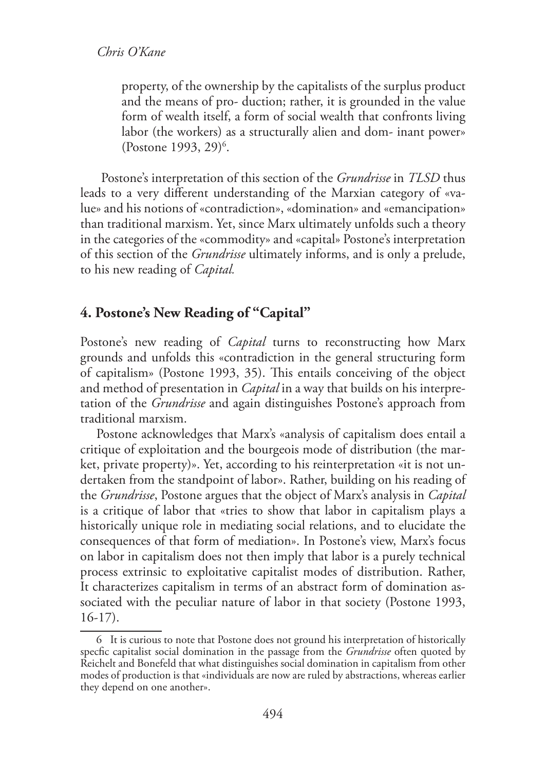property, of the ownership by the capitalists of the surplus product and the means of pro- duction; rather, it is grounded in the value form of wealth itself, a form of social wealth that confronts living labor (the workers) as a structurally alien and dom- inant power» (Postone 1993, 29)[6].

Postone's interpretation of this section of the *Grundrisse* in *TLSD* thus leads to a very different understanding of the Marxian category of «value» and his notions of «contradiction», «domination» and «emancipation» than traditional marxism. Yet, since Marx ultimately unfolds such a theory in the categories of the «commodity» and «capital» Postone's interpretation of this section of the *Grundrisse* ultimately informs, and is only a prelude, to his new reading of *Capital.*

## 4. Postone's New Reading of "Capital"

Postone's new reading of *Capital* turns to reconstructing how Marx grounds and unfolds this «contradiction in the general structuring form of capitalism» (Postone 1993, 35). This entails conceiving of the object and method of presentation in *Capital* in a way that builds on his interpretation of the *Grundrisse* and again distinguishes Postone's approach from traditional marxism.

Postone acknowledges that Marx's «analysis of capitalism does entail a critique of exploitation and the bourgeois mode of distribution (the market, private property)». Yet, according to his reinterpretation «it is not undertaken from the standpoint of labor». Rather, building on his reading of the *Grundrisse*, Postone argues that the object of Marx's analysis in *Capital* is a critique of labor that «tries to show that labor in capitalism plays a historically unique role in mediating social relations, and to elucidate the consequences of that form of mediation». In Postone's view, Marx's focus on labor in capitalism does not then imply that labor is a purely technical process extrinsic to exploitative capitalist modes of distribution. Rather, It characterizes capitalism in terms of an abstract form of domination associated with the peculiar nature of labor in that society (Postone 1993, 16-17).

---

6 It is curious to note that Postone does not ground his interpretation of historically specfic capitalist social domination in the passage from the *Grundrisse* often quoted by Reichelt and Bonefeld that what distinguishes social domination in capitalism from other modes of production is that «individuals are now are ruled by abstractions, whereas earlier they depend on one another».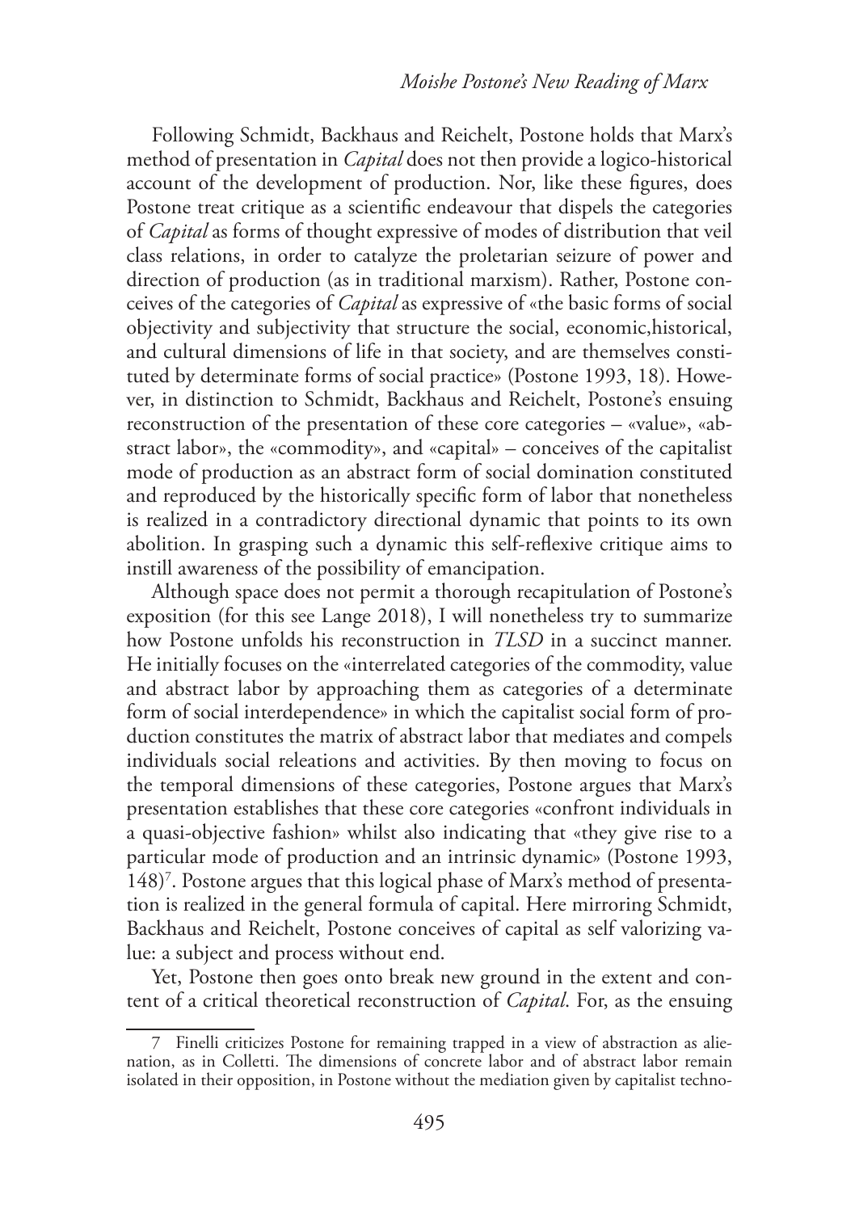Following Schmidt, Backhaus and Reichelt, Postone holds that Marx's method of presentation in *Capital* does not then provide a logico-historical account of the development of production. Nor, like these figures, does Postone treat critique as a scientific endeavour that dispels the categories of *Capital* as forms of thought expressive of modes of distribution that veil class relations, in order to catalyze the proletarian seizure of power and direction of production (as in traditional marxism). Rather, Postone conceives of the categories of *Capital* as expressive of «the basic forms of social objectivity and subjectivity that structure the social, economic,historical, and cultural dimensions of life in that society, and are themselves constituted by determinate forms of social practice» (Postone 1993, 18). However, in distinction to Schmidt, Backhaus and Reichelt, Postone's ensuing reconstruction of the presentation of these core categories – «value», «abstract labor», the «commodity», and «capital» – conceives of the capitalist mode of production as an abstract form of social domination constituted and reproduced by the historically specific form of labor that nonetheless is realized in a contradictory directional dynamic that points to its own abolition. In grasping such a dynamic this self-reflexive critique aims to instill awareness of the possibility of emancipation.

Although space does not permit a thorough recapitulation of Postone's exposition (for this see Lange 2018), I will nonetheless try to summarize how Postone unfolds his reconstruction in *TLSD* in a succinct manner. He initially focuses on the «interrelated categories of the commodity, value and abstract labor by approaching them as categories of a determinate form of social interdependence» in which the capitalist social form of production constitutes the matrix of abstract labor that mediates and compels individuals social releations and activities. By then moving to focus on the temporal dimensions of these categories, Postone argues that Marx's presentation establishes that these core categories «confront individuals in a quasi-objective fashion» whilst also indicating that «they give rise to a particular mode of production and an intrinsic dynamic» (Postone 1993, 148)[7]. Postone argues that this logical phase of Marx's method of presentation is realized in the general formula of capital. Here mirroring Schmidt, Backhaus and Reichelt, Postone conceives of capital as self valorizing value: a subject and process without end.

Yet, Postone then goes onto break new ground in the extent and content of a critical theoretical reconstruction of *Capital*. For, as the ensuing

---

7 Finelli criticizes Postone for remaining trapped in a view of abstraction as alienation, as in Colletti. The dimensions of concrete labor and of abstract labor remain isolated in their opposition, in Postone without the mediation given by capitalist techno-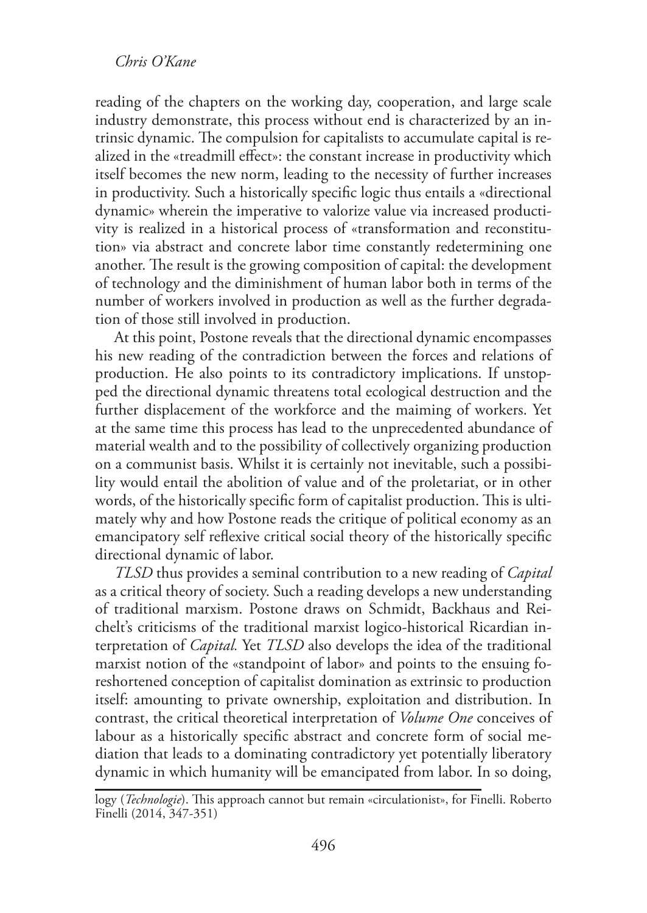reading of the chapters on the working day, cooperation, and large scale industry demonstrate, this process without end is characterized by an intrinsic dynamic. The compulsion for capitalists to accumulate capital is realized in the «treadmill effect»: the constant increase in productivity which itself becomes the new norm, leading to the necessity of further increases in productivity. Such a historically specific logic thus entails a «directional dynamic» wherein the imperative to valorize value via increased productivity is realized in a historical process of «transformation and reconstitution» via abstract and concrete labor time constantly redetermining one another. The result is the growing composition of capital: the development of technology and the diminishment of human labor both in terms of the number of workers involved in production as well as the further degradation of those still involved in production.

At this point, Postone reveals that the directional dynamic encompasses his new reading of the contradiction between the forces and relations of production. He also points to its contradictory implications. If unstopped the directional dynamic threatens total ecological destruction and the further displacement of the workforce and the maiming of workers. Yet at the same time this process has lead to the unprecedented abundance of material wealth and to the possibility of collectively organizing production on a communist basis. Whilst it is certainly not inevitable, such a possibility would entail the abolition of value and of the proletariat, or in other words, of the historically specific form of capitalist production. This is ultimately why and how Postone reads the critique of political economy as an emancipatory self reflexive critical social theory of the historically specific directional dynamic of labor.

*TLSD* thus provides a seminal contribution to a new reading of *Capital* as a critical theory of society. Such a reading develops a new understanding of traditional marxism. Postone draws on Schmidt, Backhaus and Reichelt's criticisms of the traditional marxist logico-historical Ricardian interpretation of *Capital.* Yet *TLSD* also develops the idea of the traditional marxist notion of the «standpoint of labor» and points to the ensuing foreshortened conception of capitalist domination as extrinsic to production itself: amounting to private ownership, exploitation and distribution. In contrast, the critical theoretical interpretation of *Volume One* conceives of labour as a historically specific abstract and concrete form of social mediation that leads to a dominating contradictory yet potentially liberatory dynamic in which humanity will be emancipated from labor. In so doing,

logy (*Technologie*). This approach cannot but remain «circulationist», for Finelli. Roberto Finelli (2014, 347-351)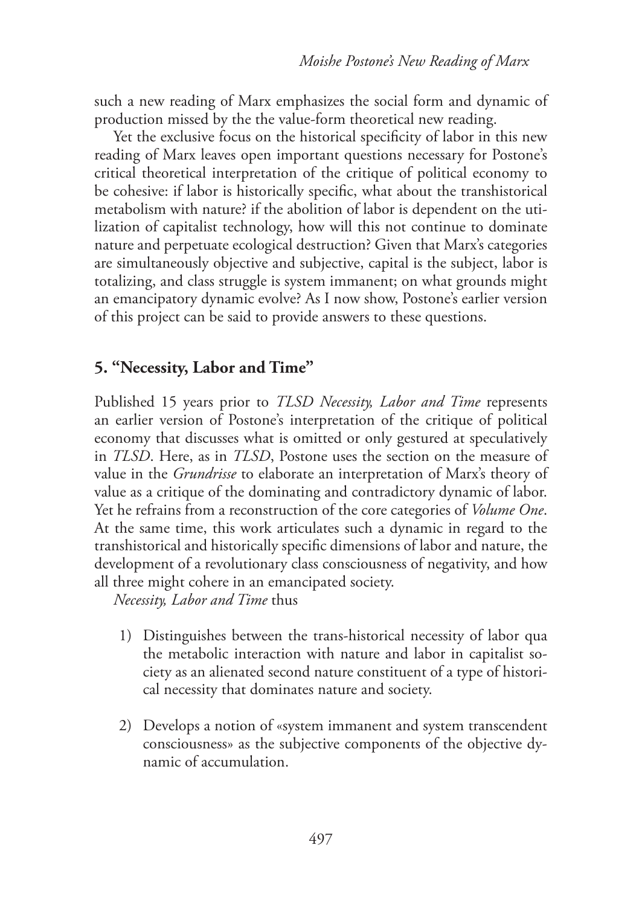such a new reading of Marx emphasizes the social form and dynamic of production missed by the the value-form theoretical new reading.

Yet the exclusive focus on the historical specificity of labor in this new reading of Marx leaves open important questions necessary for Postone's critical theoretical interpretation of the critique of political economy to be cohesive: if labor is historically specific, what about the transhistorical metabolism with nature? if the abolition of labor is dependent on the utilization of capitalist technology, how will this not continue to dominate nature and perpetuate ecological destruction? Given that Marx's categories are simultaneously objective and subjective, capital is the subject, labor is totalizing, and class struggle is system immanent; on what grounds might an emancipatory dynamic evolve? As I now show, Postone's earlier version of this project can be said to provide answers to these questions.

## 5. "Necessity, Labor and Time"

Published 15 years prior to *TLSD Necessity, Labor and Time* represents an earlier version of Postone's interpretation of the critique of political economy that discusses what is omitted or only gestured at speculatively in *TLSD*. Here, as in *TLSD*, Postone uses the section on the measure of value in the *Grundrisse* to elaborate an interpretation of Marx's theory of value as a critique of the dominating and contradictory dynamic of labor. Yet he refrains from a reconstruction of the core categories of *Volume One*. At the same time, this work articulates such a dynamic in regard to the transhistorical and historically specific dimensions of labor and nature, the development of a revolutionary class consciousness of negativity, and how all three might cohere in an emancipated society.

*Necessity, Labor and Time* thus

1) Distinguishes between the trans-historical necessity of labor qua the metabolic interaction with nature and labor in capitalist society as an alienated second nature constituent of a type of historical necessity that dominates nature and society.

2) Develops a notion of «system immanent and system transcendent consciousness» as the subjective components of the objective dynamic of accumulation.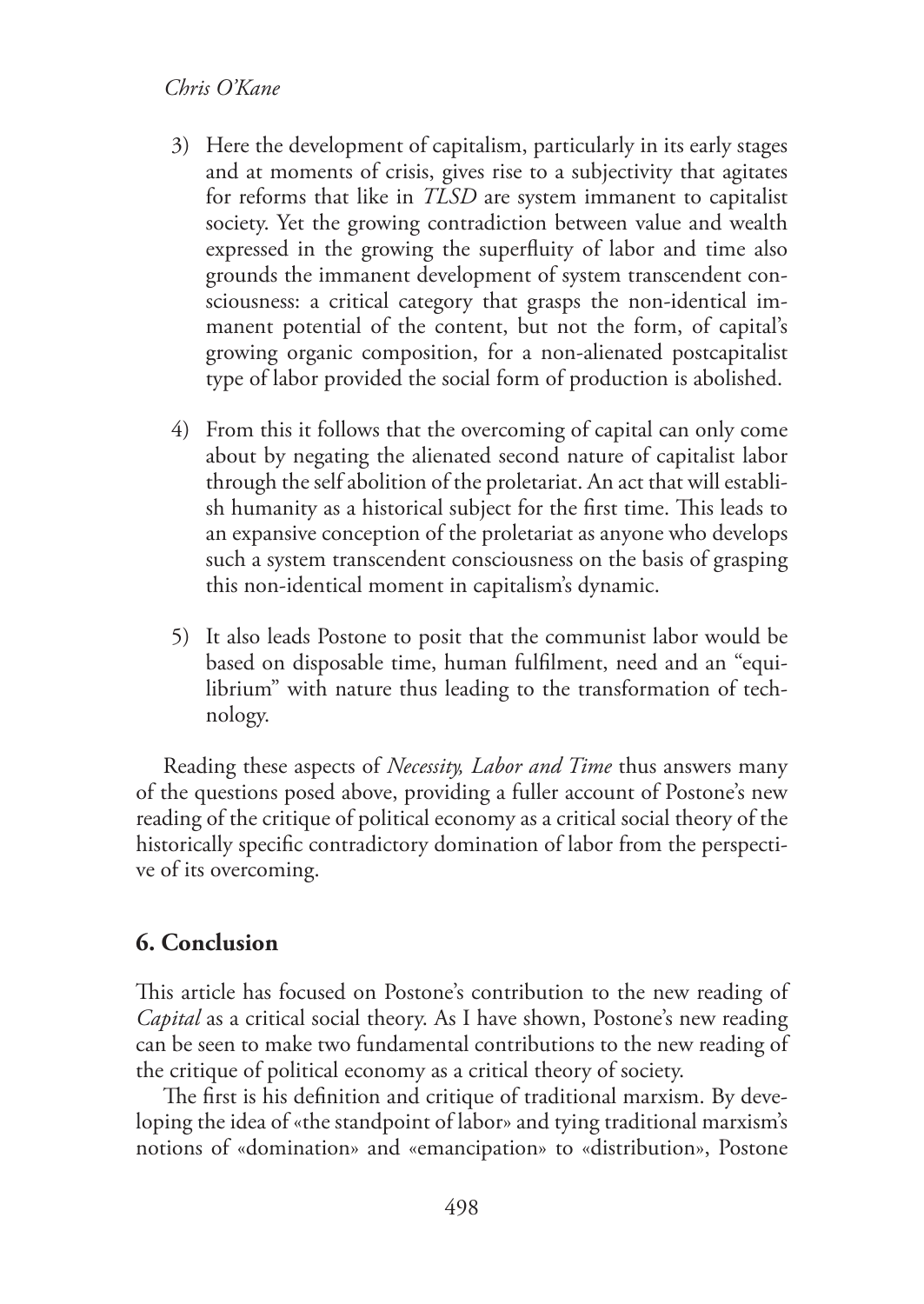3) Here the development of capitalism, particularly in its early stages and at moments of crisis, gives rise to a subjectivity that agitates for reforms that like in *TLSD* are system immanent to capitalist society. Yet the growing contradiction between value and wealth expressed in the growing the superfluity of labor and time also grounds the immanent development of system transcendent consciousness: a critical category that grasps the non-identical immanent potential of the content, but not the form, of capital's growing organic composition, for a non-alienated postcapitalist type of labor provided the social form of production is abolished.

4) From this it follows that the overcoming of capital can only come about by negating the alienated second nature of capitalist labor through the self abolition of the proletariat. An act that will establish humanity as a historical subject for the first time. This leads to an expansive conception of the proletariat as anyone who develops such a system transcendent consciousness on the basis of grasping this non-identical moment in capitalism's dynamic.

5) It also leads Postone to posit that the communist labor would be based on disposable time, human fulfilment, need and an "equilibrium" with nature thus leading to the transformation of technology.

Reading these aspects of *Necessity, Labor and Time* thus answers many of the questions posed above, providing a fuller account of Postone's new reading of the critique of political economy as a critical social theory of the historically specific contradictory domination of labor from the perspective of its overcoming.

## 6. Conclusion

This article has focused on Postone's contribution to the new reading of *Capital* as a critical social theory. As I have shown, Postone's new reading can be seen to make two fundamental contributions to the new reading of the critique of political economy as a critical theory of society.

The first is his definition and critique of traditional marxism. By developing the idea of «the standpoint of labor» and tying traditional marxism's notions of «domination» and «emancipation» to «distribution», Postone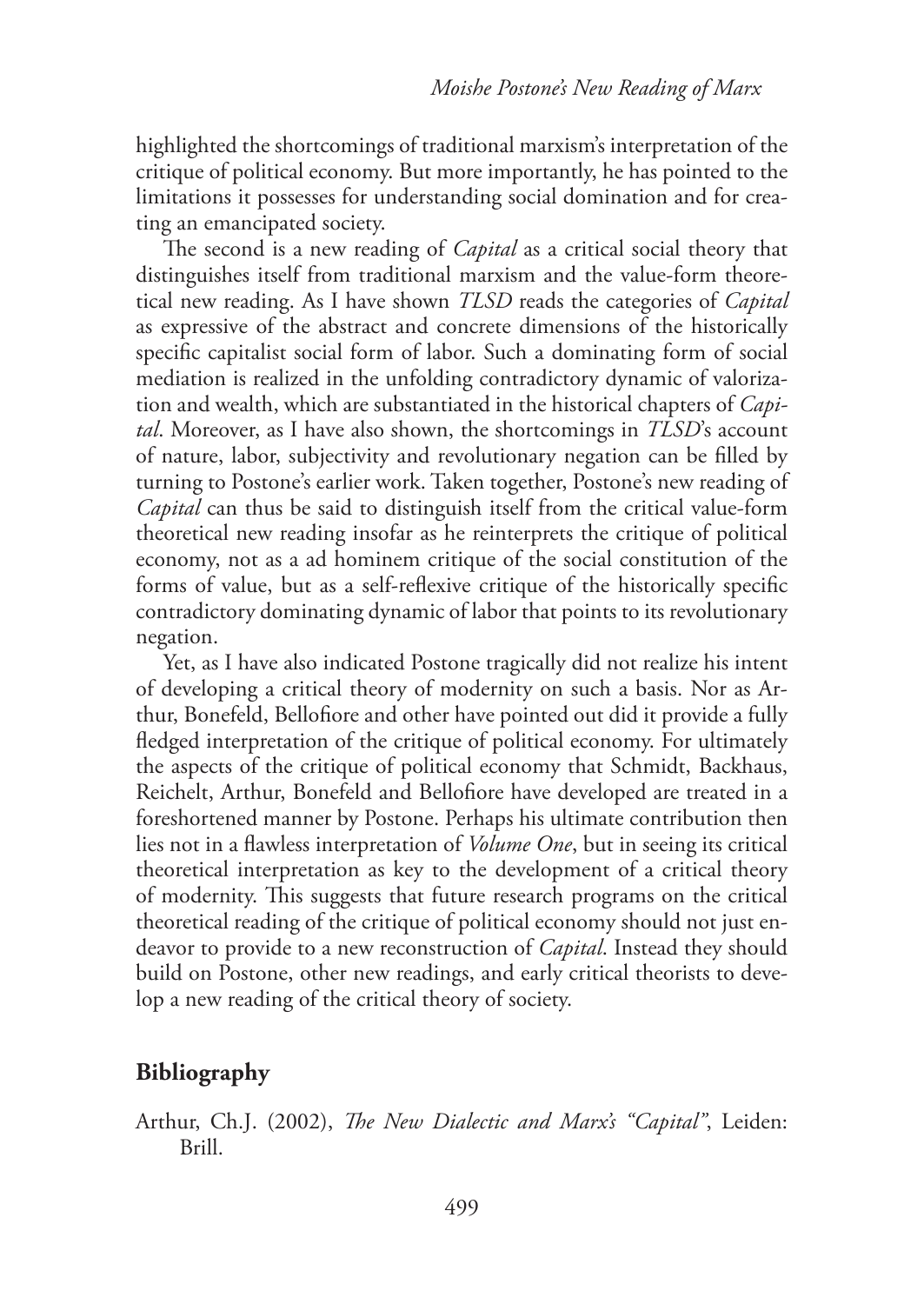highlighted the shortcomings of traditional marxism's interpretation of the critique of political economy. But more importantly, he has pointed to the limitations it possesses for understanding social domination and for creating an emancipated society.

The second is a new reading of *Capital* as a critical social theory that distinguishes itself from traditional marxism and the value-form theoretical new reading. As I have shown *TLSD* reads the categories of *Capital* as expressive of the abstract and concrete dimensions of the historically specific capitalist social form of labor. Such a dominating form of social mediation is realized in the unfolding contradictory dynamic of valorization and wealth, which are substantiated in the historical chapters of *Capital*. Moreover, as I have also shown, the shortcomings in *TLSD*'s account of nature, labor, subjectivity and revolutionary negation can be filled by turning to Postone's earlier work. Taken together, Postone's new reading of *Capital* can thus be said to distinguish itself from the critical value-form theoretical new reading insofar as he reinterprets the critique of political economy, not as a ad hominem critique of the social constitution of the forms of value, but as a self-reflexive critique of the historically specific contradictory dominating dynamic of labor that points to its revolutionary negation.

Yet, as I have also indicated Postone tragically did not realize his intent of developing a critical theory of modernity on such a basis. Nor as Arthur, Bonefeld, Bellofiore and other have pointed out did it provide a fully fledged interpretation of the critique of political economy. For ultimately the aspects of the critique of political economy that Schmidt, Backhaus, Reichelt, Arthur, Bonefeld and Bellofiore have developed are treated in a foreshortened manner by Postone. Perhaps his ultimate contribution then lies not in a flawless interpretation of *Volume One*, but in seeing its critical theoretical interpretation as key to the development of a critical theory of modernity. This suggests that future research programs on the critical theoretical reading of the critique of political economy should not just endeavor to provide to a new reconstruction of *Capital*. Instead they should build on Postone, other new readings, and early critical theorists to develop a new reading of the critical theory of society.

## Bibliography

Arthur, Ch.J. (2002), *The New Dialectic and Marx's "Capital"*, Leiden: Brill.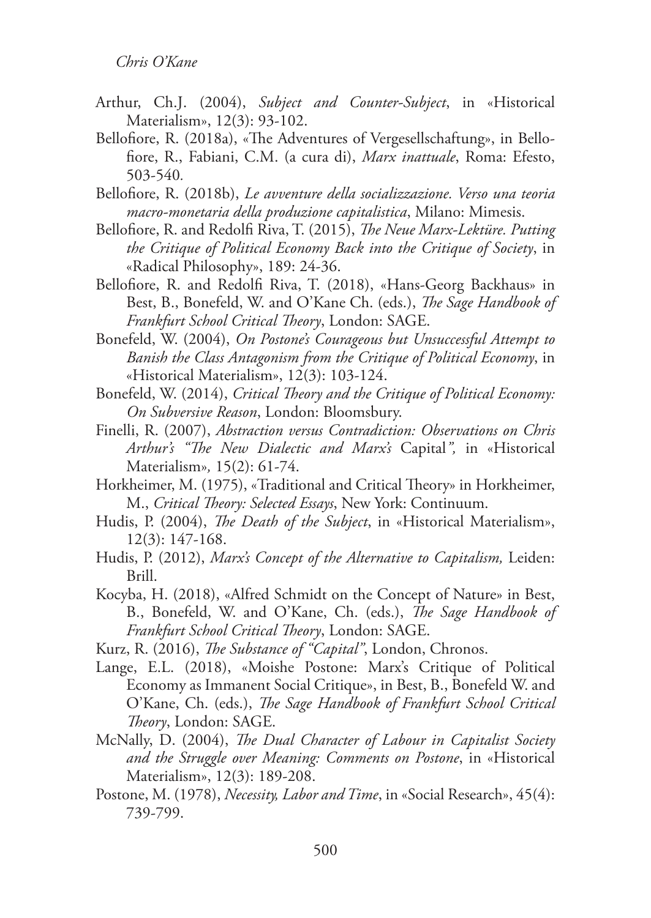Arthur, Ch.J. (2004), *Subject and Counter-Subject*, in «Historical Materialism», 12(3): 93-102.

Bellofiore, R. (2018a), «The Adventures of Vergesellschaftung», in Bellofiore, R., Fabiani, C.M. (a cura di), *Marx inattuale*, Roma: Efesto, 503-540.

Bellofiore, R. (2018b), *Le avventure della socializzazione. Verso una teoria macro-monetaria della produzione capitalistica*, Milano: Mimesis.

Bellofiore, R. and Redolfi Riva, T. (2015), *The Neue Marx-Lektüre. Putting the Critique of Political Economy Back into the Critique of Society*, in «Radical Philosophy», 189: 24-36.

Bellofiore, R. and Redolfi Riva, T. (2018), «Hans-Georg Backhaus» in Best, B., Bonefeld, W. and O'Kane Ch. (eds.), *The Sage Handbook of Frankfurt School Critical Theory*, London: SAGE.

Bonefeld, W. (2004), *On Postone's Courageous but Unsuccessful Attempt to Banish the Class Antagonism from the Critique of Political Economy*, in «Historical Materialism», 12(3): 103-124.

Bonefeld, W. (2014), *Critical Theory and the Critique of Political Economy: On Subversive Reason*, London: Bloomsbury.

Finelli, R. (2007), *Abstraction versus Contradiction: Observations on Chris Arthur's "The New Dialectic and Marx's* Capital*",* in «Historical Materialism», 15(2): 61-74.

Horkheimer, M. (1975), «Traditional and Critical Theory» in Horkheimer, M., *Critical Theory: Selected Essays*, New York: Continuum.

Hudis, P. (2004), *The Death of the Subject*, in «Historical Materialism», 12(3): 147-168.

Hudis, P. (2012), *Marx's Concept of the Alternative to Capitalism,* Leiden: Brill.

Kocyba, H. (2018), «Alfred Schmidt on the Concept of Nature» in Best, B., Bonefeld, W. and O'Kane, Ch. (eds.), *The Sage Handbook of Frankfurt School Critical Theory*, London: SAGE.

Kurz, R. (2016), *The Substance of "Capital"*, London, Chronos.

Lange, E.L. (2018), «Moishe Postone: Marx's Critique of Political Economy as Immanent Social Critique», in Best, B., Bonefeld W. and O'Kane, Ch. (eds.), *The Sage Handbook of Frankfurt School Critical Theory*, London: SAGE.

McNally, D. (2004), *The Dual Character of Labour in Capitalist Society and the Struggle over Meaning: Comments on Postone*, in «Historical Materialism», 12(3): 189-208.

Postone, M. (1978), *Necessity, Labor and Time*, in «Social Research», 45(4): 739-799.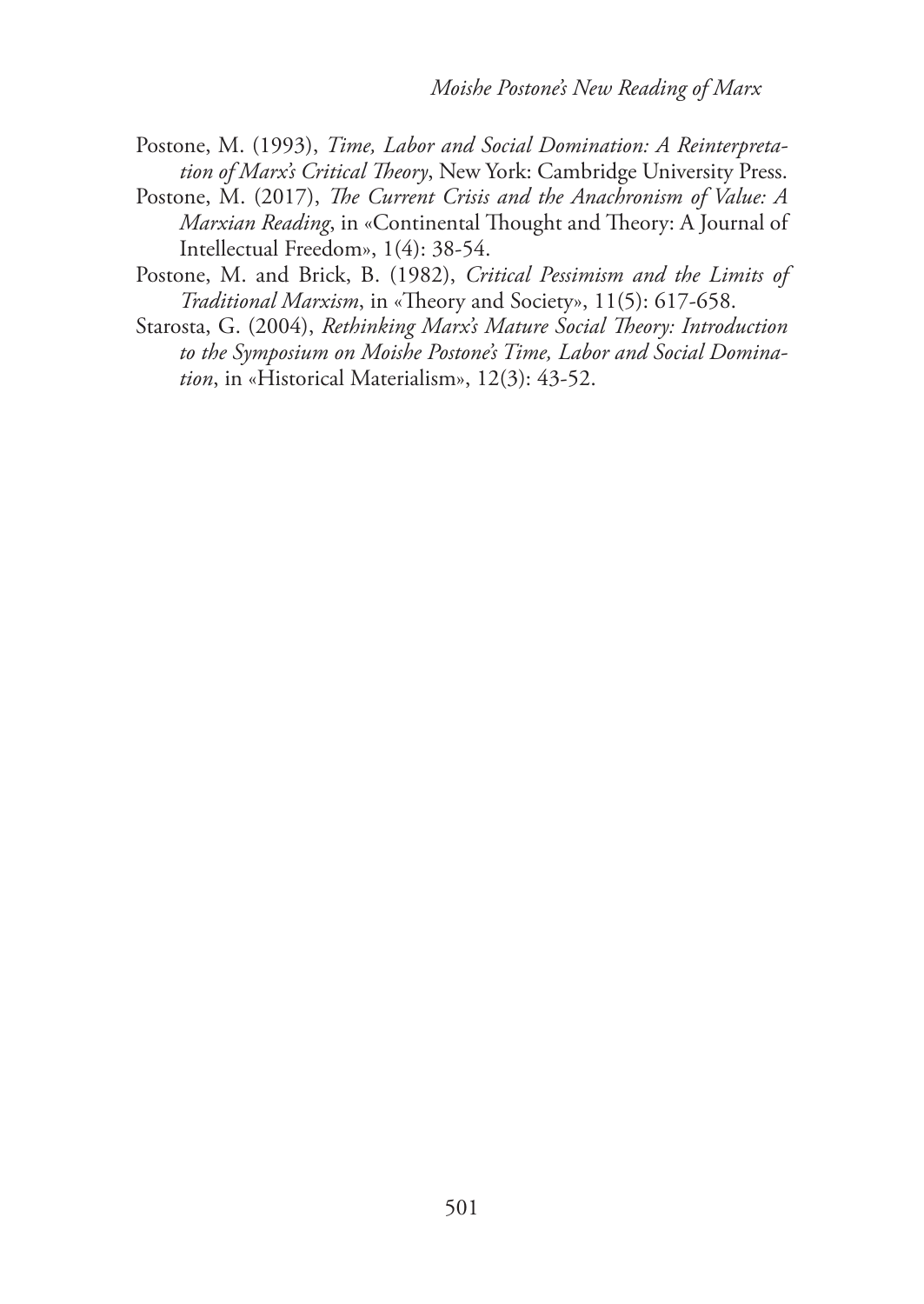Postone, M. (1993), *Time, Labor and Social Domination: A Reinterpretation of Marx's Critical Theory*, New York: Cambridge University Press.

Postone, M. (2017), *The Current Crisis and the Anachronism of Value: A Marxian Reading*, in «Continental Thought and Theory: A Journal of Intellectual Freedom», 1(4): 38-54.

Postone, M. and Brick, B. (1982), *Critical Pessimism and the Limits of Traditional Marxism*, in «Theory and Society», 11(5): 617-658.

Starosta, G. (2004), *Rethinking Marx's Mature Social Theory: Introduction to the Symposium on Moishe Postone's Time, Labor and Social Domination*, in «Historical Materialism», 12(3): 43-52.